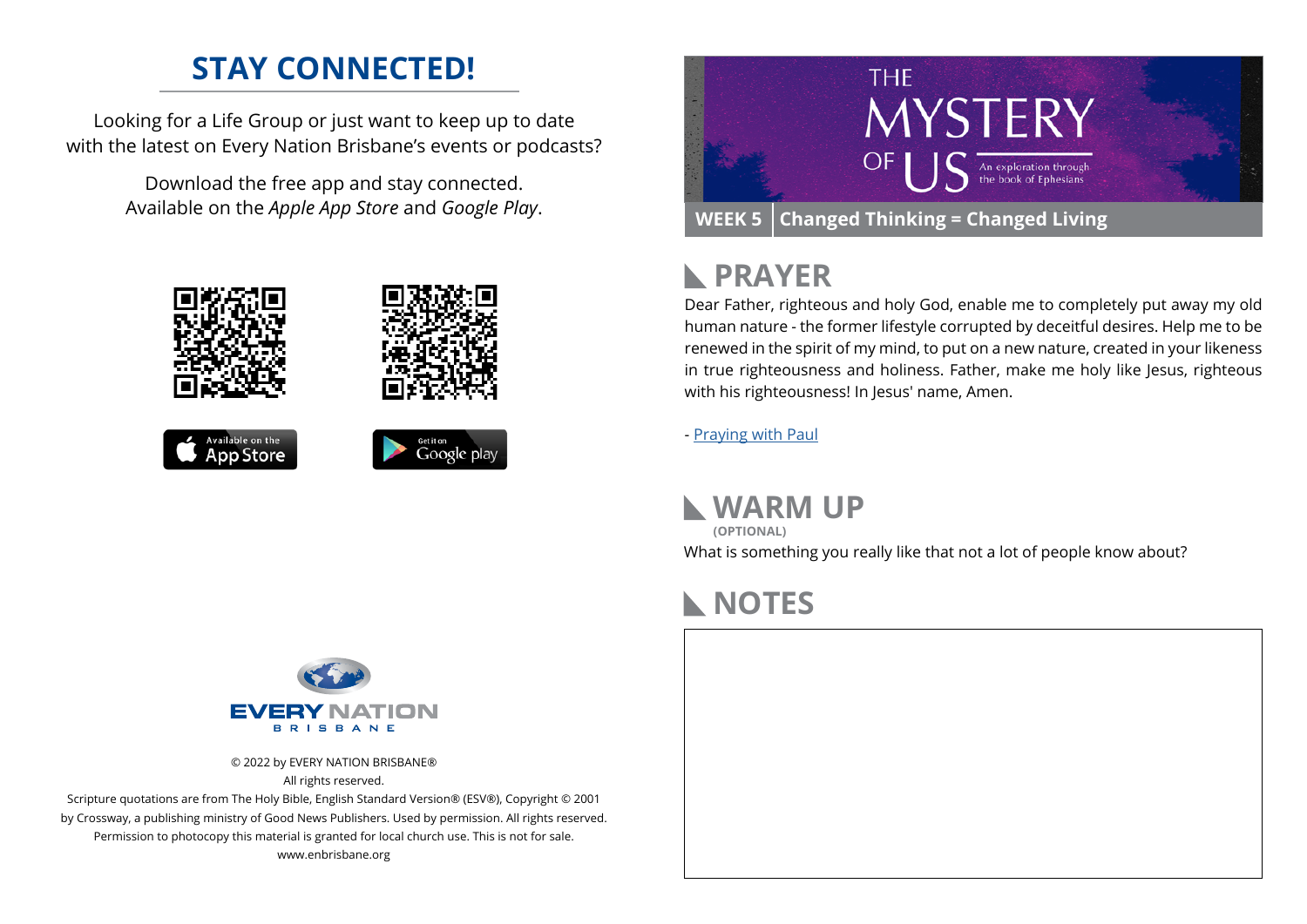## STAY CONNECTED!

Looking for a Life Group or just want to keep up to date with the latest on Every Nation Brisbane's events or podcasts?

Download the free app and stay connected. Available on the *Apple App Store* and *Google Play*.

Available on the App Store

Get it on Google play

EVERY NATION
BRISBANE

© 2022 by EVERY NATION BRISBANE®
All rights reserved.
Scripture quotations are from The Holy Bible, English Standard Version® (ESV®), Copyright © 2001 by Crossway, a publishing ministry of Good News Publishers. Used by permission. All rights reserved.
Permission to photocopy this material is granted for local church use. This is not for sale.
www.enbrisbane.org

# THE MYSTERY OF US

An exploration through the book of Ephesians

**WEEK 5** | **Changed Thinking = Changed Living**

## PRAYER

Dear Father, righteous and holy God, enable me to completely put away my old human nature - the former lifestyle corrupted by deceitful desires. Help me to be renewed in the spirit of my mind, to put on a new nature, created in your likeness in true righteousness and holiness. Father, make me holy like Jesus, righteous with his righteousness! In Jesus' name, Amen.

- Praying with Paul

## WARM UP

**(OPTIONAL)**

What is something you really like that not a lot of people know about?

## NOTES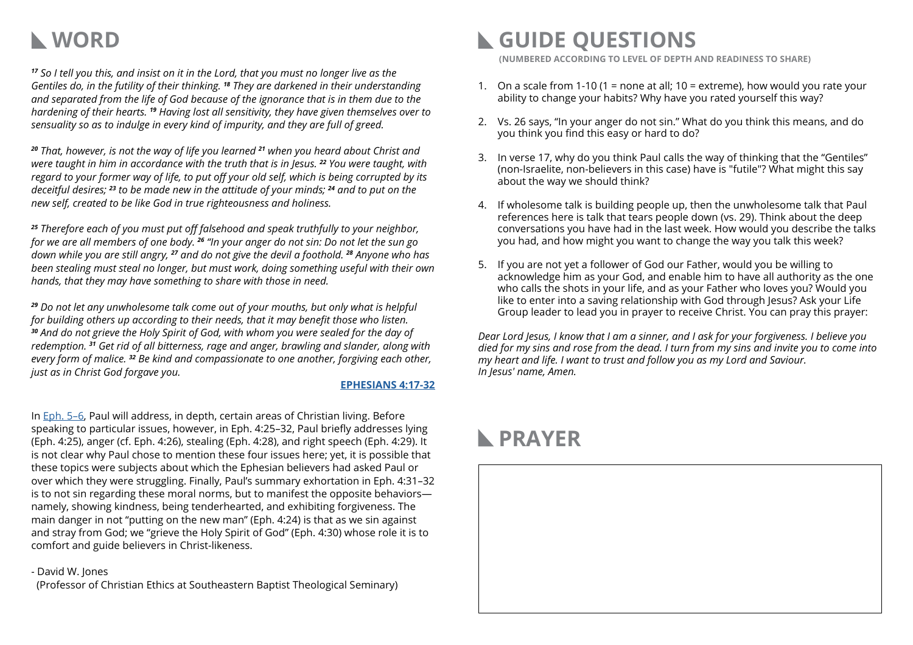## WORD

*[17] So I tell you this, and insist on it in the Lord, that you must no longer live as the Gentiles do, in the futility of their thinking. [18] They are darkened in their understanding and separated from the life of God because of the ignorance that is in them due to the hardening of their hearts. [19] Having lost all sensitivity, they have given themselves over to sensuality so as to indulge in every kind of impurity, and they are full of greed.*

*[20] That, however, is not the way of life you learned [21] when you heard about Christ and were taught in him in accordance with the truth that is in Jesus. [22] You were taught, with regard to your former way of life, to put off your old self, which is being corrupted by its deceitful desires; [23] to be made new in the attitude of your minds; [24] and to put on the new self, created to be like God in true righteousness and holiness.*

*[25] Therefore each of you must put off falsehood and speak truthfully to your neighbor, for we are all members of one body. [26] "In your anger do not sin: Do not let the sun go down while you are still angry, [27] and do not give the devil a foothold. [28] Anyone who has been stealing must steal no longer, but must work, doing something useful with their own hands, that they may have something to share with those in need.*

*[29] Do not let any unwholesome talk come out of your mouths, but only what is helpful for building others up according to their needs, that it may benefit those who listen. [30] And do not grieve the Holy Spirit of God, with whom you were sealed for the day of redemption. [31] Get rid of all bitterness, rage and anger, brawling and slander, along with every form of malice. [32] Be kind and compassionate to one another, forgiving each other, just as in Christ God forgave you.*

**EPHESIANS 4:17-32**

In Eph. 5–6, Paul will address, in depth, certain areas of Christian living. Before speaking to particular issues, however, in Eph. 4:25–32, Paul briefly addresses lying (Eph. 4:25), anger (cf. Eph. 4:26), stealing (Eph. 4:28), and right speech (Eph. 4:29). It is not clear why Paul chose to mention these four issues here; yet, it is possible that these topics were subjects about which the Ephesian believers had asked Paul or over which they were struggling. Finally, Paul's summary exhortation in Eph. 4:31–32 is to not sin regarding these moral norms, but to manifest the opposite behaviors—namely, showing kindness, being tenderhearted, and exhibiting forgiveness. The main danger in not "putting on the new man" (Eph. 4:24) is that as we sin against and stray from God; we "grieve the Holy Spirit of God" (Eph. 4:30) whose role it is to comfort and guide believers in Christ-likeness.

- David W. Jones
(Professor of Christian Ethics at Southeastern Baptist Theological Seminary)

## GUIDE QUESTIONS

**(NUMBERED ACCORDING TO LEVEL OF DEPTH AND READINESS TO SHARE)**

1. On a scale from 1-10 (1 = none at all; 10 = extreme), how would you rate your ability to change your habits? Why have you rated yourself this way?
2. Vs. 26 says, "In your anger do not sin." What do you think this means, and do you think you find this easy or hard to do?
3. In verse 17, why do you think Paul calls the way of thinking that the "Gentiles" (non-Israelite, non-believers in this case) have is "futile"? What might this say about the way we should think?
4. If wholesome talk is building people up, then the unwholesome talk that Paul references here is talk that tears people down (vs. 29). Think about the deep conversations you have had in the last week. How would you describe the talks you had, and how might you want to change the way you talk this week?
5. If you are not yet a follower of God our Father, would you be willing to acknowledge him as your God, and enable him to have all authority as the one who calls the shots in your life, and as your Father who loves you? Would you like to enter into a saving relationship with God through Jesus? Ask your Life Group leader to lead you in prayer to receive Christ. You can pray this prayer:

*Dear Lord Jesus, I know that I am a sinner, and I ask for your forgiveness. I believe you died for my sins and rose from the dead. I turn from my sins and invite you to come into my heart and life. I want to trust and follow you as my Lord and Saviour.
In Jesus' name, Amen.*

## PRAYER